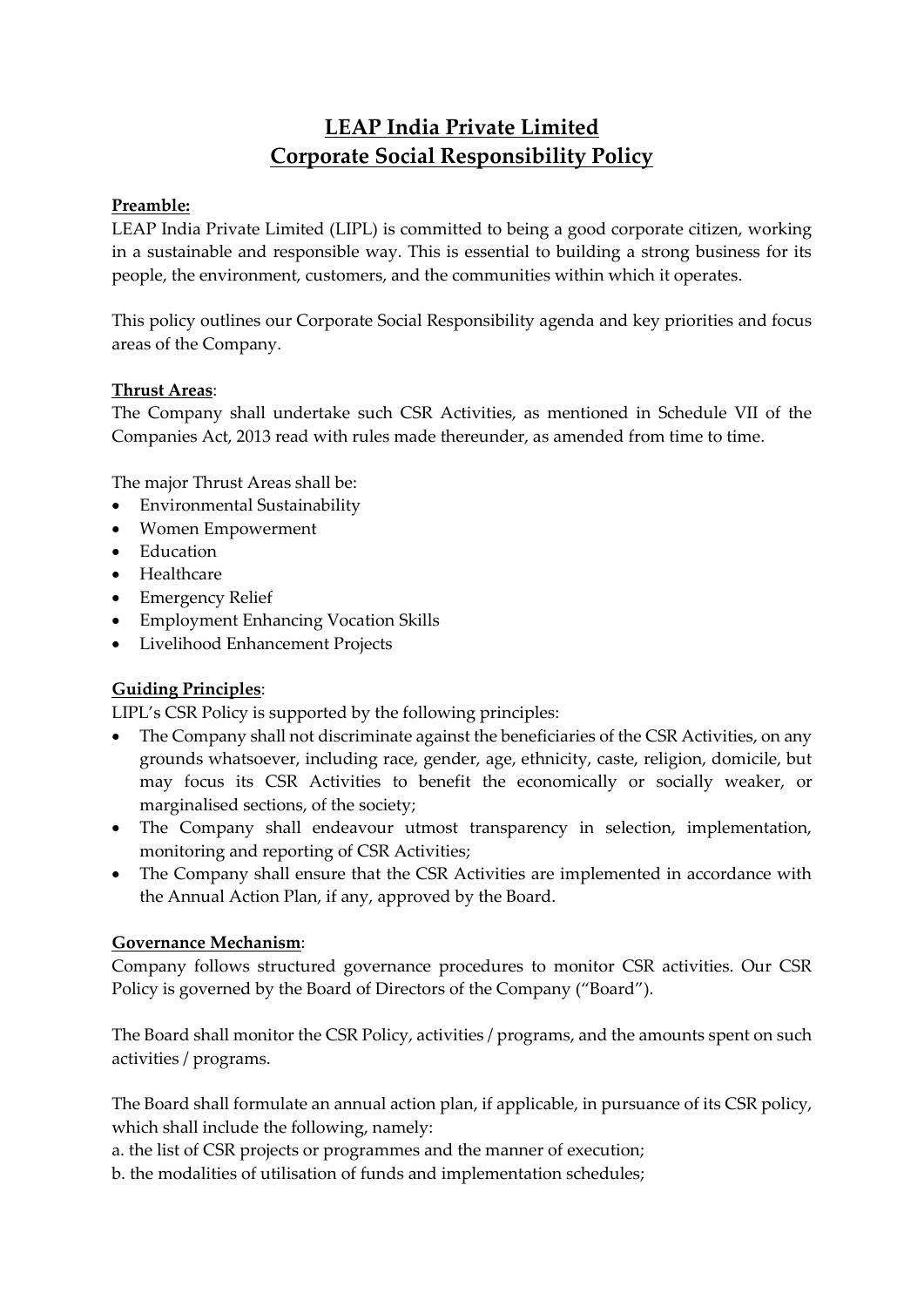# LEAP India Private Limited
# Corporate Social Responsibility Policy

**Preamble:**

LEAP India Private Limited (LIPL) is committed to being a good corporate citizen, working in a sustainable and responsible way. This is essential to building a strong business for its people, the environment, customers, and the communities within which it operates.

This policy outlines our Corporate Social Responsibility agenda and key priorities and focus areas of the Company.

**Thrust Areas**:

The Company shall undertake such CSR Activities, as mentioned in Schedule VII of the Companies Act, 2013 read with rules made thereunder, as amended from time to time.

The major Thrust Areas shall be:

- Environmental Sustainability
- Women Empowerment
- Education
- Healthcare
- Emergency Relief
- Employment Enhancing Vocation Skills
- Livelihood Enhancement Projects

**Guiding Principles**:

LIPL's CSR Policy is supported by the following principles:

- The Company shall not discriminate against the beneficiaries of the CSR Activities, on any grounds whatsoever, including race, gender, age, ethnicity, caste, religion, domicile, but may focus its CSR Activities to benefit the economically or socially weaker, or marginalised sections, of the society;
- The Company shall endeavour utmost transparency in selection, implementation, monitoring and reporting of CSR Activities;
- The Company shall ensure that the CSR Activities are implemented in accordance with the Annual Action Plan, if any, approved by the Board.

**Governance Mechanism**:

Company follows structured governance procedures to monitor CSR activities. Our CSR Policy is governed by the Board of Directors of the Company ("Board").

The Board shall monitor the CSR Policy, activities / programs, and the amounts spent on such activities / programs.

The Board shall formulate an annual action plan, if applicable, in pursuance of its CSR policy, which shall include the following, namely:

a. the list of CSR projects or programmes and the manner of execution;

b. the modalities of utilisation of funds and implementation schedules;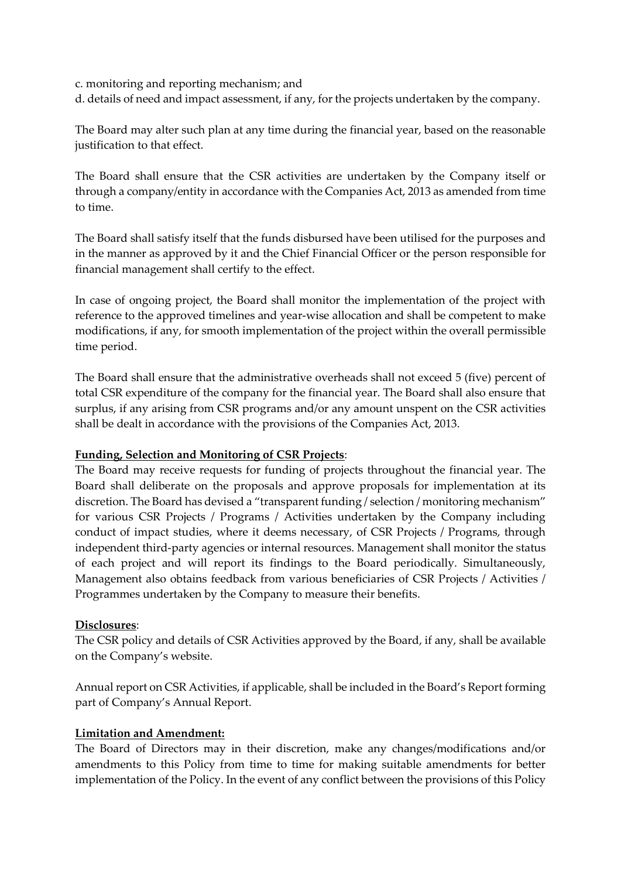c. monitoring and reporting mechanism; and

d. details of need and impact assessment, if any, for the projects undertaken by the company.

The Board may alter such plan at any time during the financial year, based on the reasonable justification to that effect.

The Board shall ensure that the CSR activities are undertaken by the Company itself or through a company/entity in accordance with the Companies Act, 2013 as amended from time to time.

The Board shall satisfy itself that the funds disbursed have been utilised for the purposes and in the manner as approved by it and the Chief Financial Officer or the person responsible for financial management shall certify to the effect.

In case of ongoing project, the Board shall monitor the implementation of the project with reference to the approved timelines and year-wise allocation and shall be competent to make modifications, if any, for smooth implementation of the project within the overall permissible time period.

The Board shall ensure that the administrative overheads shall not exceed 5 (five) percent of total CSR expenditure of the company for the financial year. The Board shall also ensure that surplus, if any arising from CSR programs and/or any amount unspent on the CSR activities shall be dealt in accordance with the provisions of the Companies Act, 2013.

**Funding, Selection and Monitoring of CSR Projects**:

The Board may receive requests for funding of projects throughout the financial year. The Board shall deliberate on the proposals and approve proposals for implementation at its discretion. The Board has devised a "transparent funding / selection / monitoring mechanism" for various CSR Projects / Programs / Activities undertaken by the Company including conduct of impact studies, where it deems necessary, of CSR Projects / Programs, through independent third-party agencies or internal resources. Management shall monitor the status of each project and will report its findings to the Board periodically. Simultaneously, Management also obtains feedback from various beneficiaries of CSR Projects / Activities / Programmes undertaken by the Company to measure their benefits.

**Disclosures**:

The CSR policy and details of CSR Activities approved by the Board, if any, shall be available on the Company's website.

Annual report on CSR Activities, if applicable, shall be included in the Board's Report forming part of Company's Annual Report.

**Limitation and Amendment:**

The Board of Directors may in their discretion, make any changes/modifications and/or amendments to this Policy from time to time for making suitable amendments for better implementation of the Policy. In the event of any conflict between the provisions of this Policy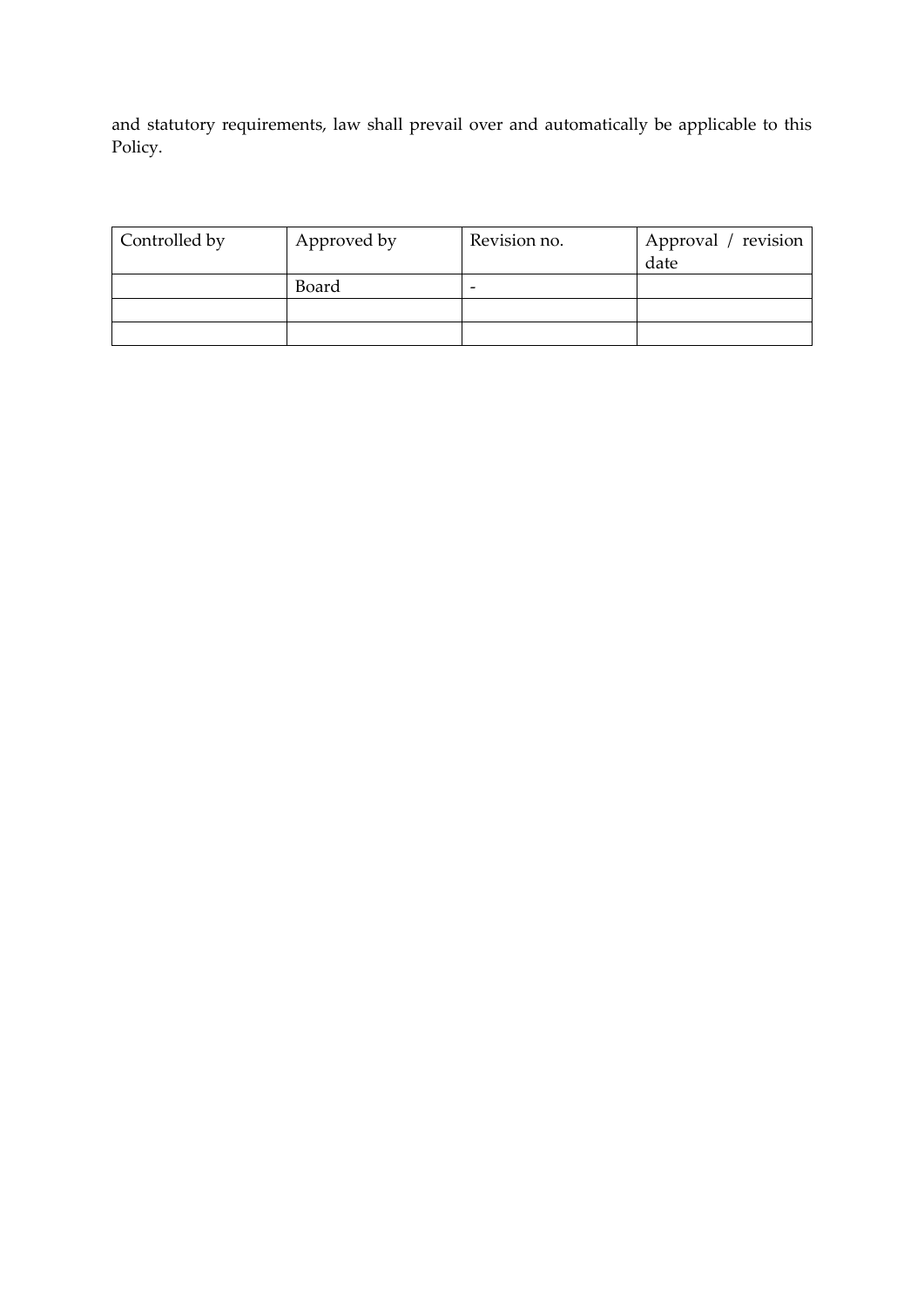and statutory requirements, law shall prevail over and automatically be applicable to this Policy.

| Controlled by | Approved by | Revision no. | Approval / revision date |
|---|---|---|---|
| | Board | - | |
| | | | |
| | | | |